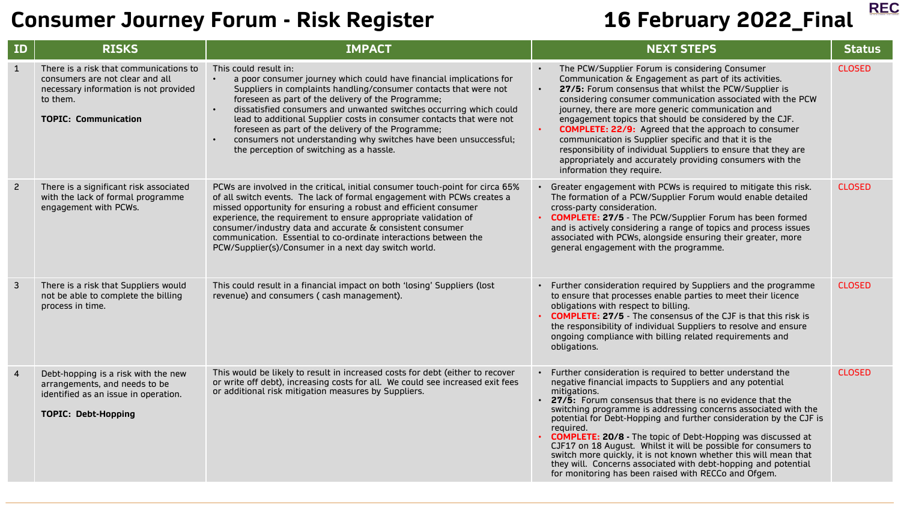# Consumer Journey Forum - Risk Register

**16 February 2022_Final**

| ID | RISKS | IMPACT | NEXT STEPS | Status |
|---|---|---|---|---|
| 1 | There is a risk that communications to consumers are not clear and all necessary information is not provided to them.<br><br>**TOPIC: Communication** | This could result in:<br>• a poor consumer journey which could have financial implications for Suppliers in complaints handling/consumer contacts that were not foreseen as part of the delivery of the Programme;<br>• dissatisfied consumers and unwanted switches occurring which could lead to additional Supplier costs in consumer contacts that were not foreseen as part of the delivery of the Programme;<br>• consumers not understanding why switches have been unsuccessful; the perception of switching as a hassle. | • The PCW/Supplier Forum is considering Consumer Communication & Engagement as part of its activities.<br>• **27/5:** Forum consensus that whilst the PCW/Supplier is considering consumer communication associated with the PCW journey, there are more generic communication and engagement topics that should be considered by the CJF.<br>• **COMPLETE: 22/9:** Agreed that the approach to consumer communication is Supplier specific and that it is the responsibility of individual Suppliers to ensure that they are appropriately and accurately providing consumers with the information they require. | CLOSED |
| 2 | There is a significant risk associated with the lack of formal programme engagement with PCWs. | PCWs are involved in the critical, initial consumer touch-point for circa 65% of all switch events. The lack of formal engagement with PCWs creates a missed opportunity for ensuring a robust and efficient consumer experience, the requirement to ensure appropriate validation of consumer/industry data and accurate & consistent consumer communication. Essential to co-ordinate interactions between the PCW/Supplier(s)/Consumer in a next day switch world. | • Greater engagement with PCWs is required to mitigate this risk. The formation of a PCW/Supplier Forum would enable detailed cross-party consideration.<br>• **COMPLETE: 27/5** - The PCW/Supplier Forum has been formed and is actively considering a range of topics and process issues associated with PCWs, alongside ensuring their greater, more general engagement with the programme. | CLOSED |
| 3 | There is a risk that Suppliers would not be able to complete the billing process in time. | This could result in a financial impact on both 'losing' Suppliers (lost revenue) and consumers ( cash management). | • Further consideration required by Suppliers and the programme to ensure that processes enable parties to meet their licence obligations with respect to billing.<br>• **COMPLETE: 27/5** - The consensus of the CJF is that this risk is the responsibility of individual Suppliers to resolve and ensure ongoing compliance with billing related requirements and obligations. | CLOSED |
| 4 | Debt-hopping is a risk with the new arrangements, and needs to be identified as an issue in operation.<br><br>**TOPIC: Debt-Hopping** | This would be likely to result in increased costs for debt (either to recover or write off debt), increasing costs for all. We could see increased exit fees or additional risk mitigation measures by Suppliers. | • Further consideration is required to better understand the negative financial impacts to Suppliers and any potential mitigations.<br>• **27/5:** Forum consensus that there is no evidence that the switching programme is addressing concerns associated with the potential for Debt-Hopping and further consideration by the CJF is required.<br>• **COMPLETE: 20/8** - The topic of Debt-Hopping was discussed at CJF17 on 18 August. Whilst it will be possible for consumers to switch more quickly, it is not known whether this will mean that they will. Concerns associated with debt-hopping and potential for monitoring has been raised with RECCo and Ofgem. | CLOSED |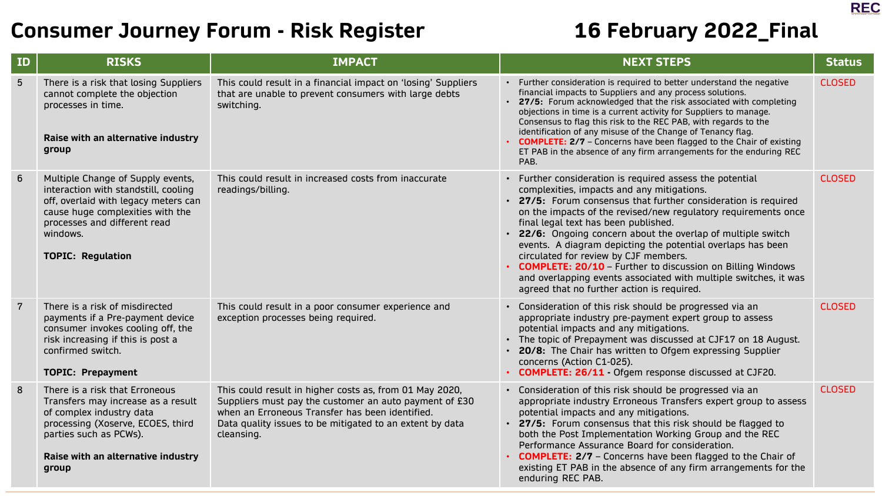# Consumer Journey Forum - Risk Register

## 16 February 2022_Final

| ID | RISKS | IMPACT | NEXT STEPS | Status |
|---|---|---|---|---|
| 5 | There is a risk that losing Suppliers cannot complete the objection processes in time.<br><br>**Raise with an alternative industry group** | This could result in a financial impact on 'losing' Suppliers that are unable to prevent consumers with large debts switching. | • Further consideration is required to better understand the negative financial impacts to Suppliers and any process solutions.<br>• **27/5:** Forum acknowledged that the risk associated with completing objections in time is a current activity for Suppliers to manage. Consensus to flag this risk to the REC PAB, with regards to the identification of any misuse of the Change of Tenancy flag.<br>• **COMPLETE: 2/7** – Concerns have been flagged to the Chair of existing ET PAB in the absence of any firm arrangements for the enduring REC PAB. | CLOSED |
| 6 | Multiple Change of Supply events, interaction with standstill, cooling off, overlaid with legacy meters can cause huge complexities with the processes and different read windows.<br><br>**TOPIC: Regulation** | This could result in increased costs from inaccurate readings/billing. | • Further consideration is required assess the potential complexities, impacts and any mitigations.<br>• **27/5:** Forum consensus that further consideration is required on the impacts of the revised/new regulatory requirements once final legal text has been published.<br>• **22/6:** Ongoing concern about the overlap of multiple switch events. A diagram depicting the potential overlaps has been circulated for review by CJF members.<br>• **COMPLETE: 20/10** – Further to discussion on Billing Windows and overlapping events associated with multiple switches, it was agreed that no further action is required. | CLOSED |
| 7 | There is a risk of misdirected payments if a Pre-payment device consumer invokes cooling off, the risk increasing if this is post a confirmed switch.<br><br>**TOPIC: Prepayment** | This could result in a poor consumer experience and exception processes being required. | • Consideration of this risk should be progressed via an appropriate industry pre-payment expert group to assess potential impacts and any mitigations.<br>• The topic of Prepayment was discussed at CJF17 on 18 August.<br>• **20/8:** The Chair has written to Ofgem expressing Supplier concerns (Action C1-025).<br>• **COMPLETE: 26/11** - Ofgem response discussed at CJF20. | CLOSED |
| 8 | There is a risk that Erroneous Transfers may increase as a result of complex industry data processing (Xoserve, ECOES, third parties such as PCWs).<br><br>**Raise with an alternative industry group** | This could result in higher costs as, from 01 May 2020, Suppliers must pay the customer an auto payment of £30 when an Erroneous Transfer has been identified.<br>Data quality issues to be mitigated to an extent by data cleansing. | • Consideration of this risk should be progressed via an appropriate industry Erroneous Transfers expert group to assess potential impacts and any mitigations.<br>• **27/5:** Forum consensus that this risk should be flagged to both the Post Implementation Working Group and the REC Performance Assurance Board for consideration.<br>• **COMPLETE: 2/7** – Concerns have been flagged to the Chair of existing ET PAB in the absence of any firm arrangements for the enduring REC PAB. | CLOSED |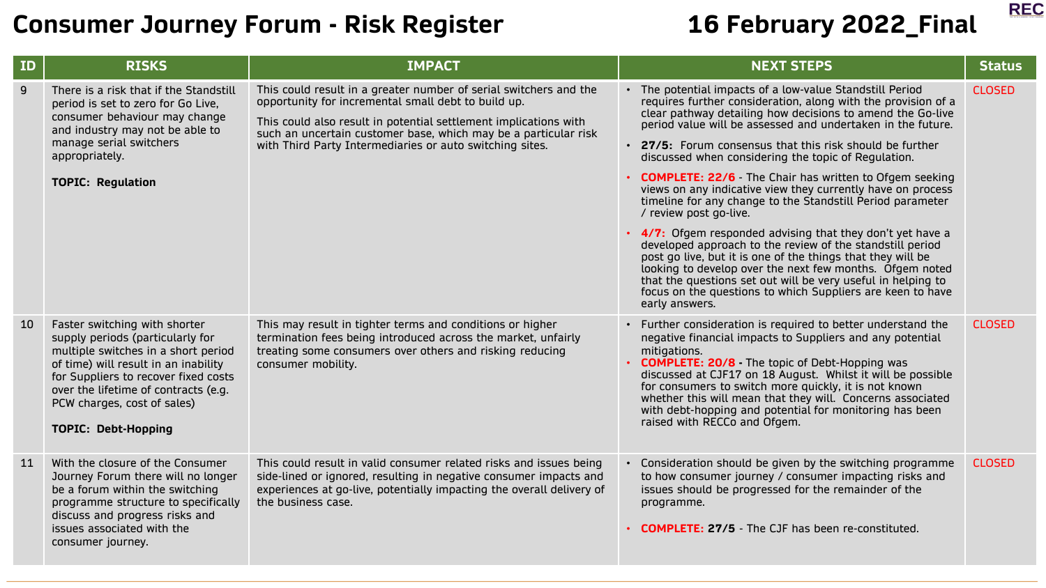# Consumer Journey Forum - Risk Register

## 16 February 2022_Final

| ID | RISKS | IMPACT | NEXT STEPS | Status |
|---|---|---|---|---|
| 9 | There is a risk that if the Standstill period is set to zero for Go Live, consumer behaviour may change and industry may not be able to manage serial switchers appropriately.<br><br>**TOPIC: Regulation** | This could result in a greater number of serial switchers and the opportunity for incremental small debt to build up.<br><br>This could also result in potential settlement implications with such an uncertain customer base, which may be a particular risk with Third Party Intermediaries or auto switching sites. | • The potential impacts of a low-value Standstill Period requires further consideration, along with the provision of a clear pathway detailing how decisions to amend the Go-live period value will be assessed and undertaken in the future.<br>• **27/5:** Forum consensus that this risk should be further discussed when considering the topic of Regulation.<br>• **COMPLETE: 22/6** - The Chair has written to Ofgem seeking views on any indicative view they currently have on process timeline for any change to the Standstill Period parameter / review post go-live.<br>• **4/7:** Ofgem responded advising that they don't yet have a developed approach to the review of the standstill period post go live, but it is one of the things that they will be looking to develop over the next few months. Ofgem noted that the questions set out will be very useful in helping to focus on the questions to which Suppliers are keen to have early answers. | CLOSED |
| 10 | Faster switching with shorter supply periods (particularly for multiple switches in a short period of time) will result in an inability for Suppliers to recover fixed costs over the lifetime of contracts (e.g. PCW charges, cost of sales)<br><br>**TOPIC: Debt-Hopping** | This may result in tighter terms and conditions or higher termination fees being introduced across the market, unfairly treating some consumers over others and risking reducing consumer mobility. | • Further consideration is required to better understand the negative financial impacts to Suppliers and any potential mitigations.<br>• **COMPLETE: 20/8 -** The topic of Debt-Hopping was discussed at CJF17 on 18 August. Whilst it will be possible for consumers to switch more quickly, it is not known whether this will mean that they will. Concerns associated with debt-hopping and potential for monitoring has been raised with RECCo and Ofgem. | CLOSED |
| 11 | With the closure of the Consumer Journey Forum there will no longer be a forum within the switching programme structure to specifically discuss and progress risks and issues associated with the consumer journey. | This could result in valid consumer related risks and issues being side-lined or ignored, resulting in negative consumer impacts and experiences at go-live, potentially impacting the overall delivery of the business case. | • Consideration should be given by the switching programme to how consumer journey / consumer impacting risks and issues should be progressed for the remainder of the programme.<br>• **COMPLETE: 27/5** - The CJF has been re-constituted. | CLOSED |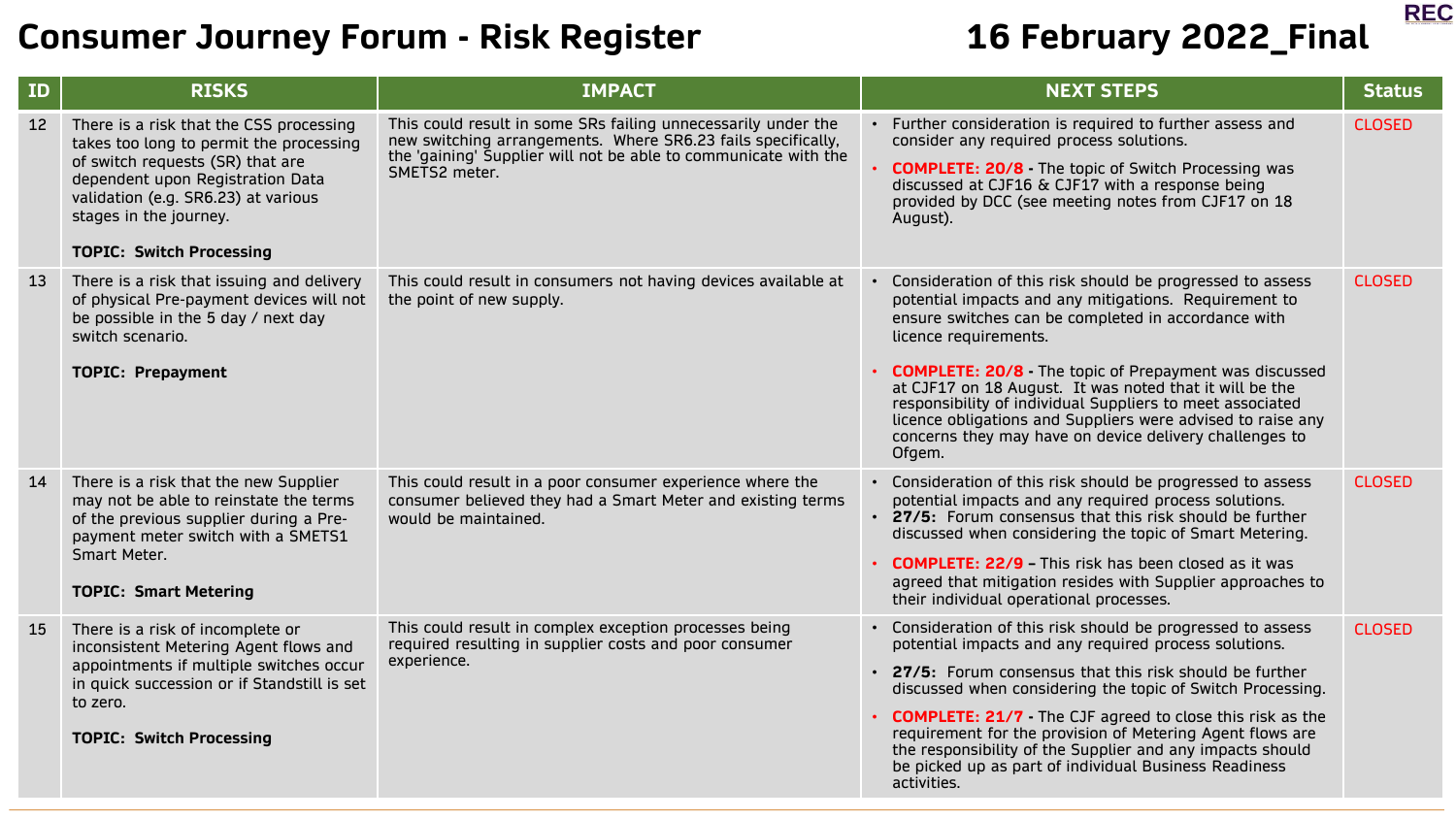# Consumer Journey Forum - Risk Register

## 16 February 2022_Final

| ID | RISKS | IMPACT | NEXT STEPS | Status |
|---|---|---|---|---|
| 12 | There is a risk that the CSS processing takes too long to permit the processing of switch requests (SR) that are dependent upon Registration Data validation (e.g. SR6.23) at various stages in the journey.<br><br>**TOPIC: Switch Processing** | This could result in some SRs failing unnecessarily under the new switching arrangements. Where SR6.23 fails specifically, the 'gaining' Supplier will not be able to communicate with the SMETS2 meter. | • Further consideration is required to further assess and consider any required process solutions.<br>• **COMPLETE: 20/8** - The topic of Switch Processing was discussed at CJF16 & CJF17 with a response being provided by DCC (see meeting notes from CJF17 on 18 August). | CLOSED |
| 13 | There is a risk that issuing and delivery of physical Pre-payment devices will not be possible in the 5 day / next day switch scenario.<br><br>**TOPIC: Prepayment** | This could result in consumers not having devices available at the point of new supply. | • Consideration of this risk should be progressed to assess potential impacts and any mitigations. Requirement to ensure switches can be completed in accordance with licence requirements.<br>• **COMPLETE: 20/8** - The topic of Prepayment was discussed at CJF17 on 18 August. It was noted that it will be the responsibility of individual Suppliers to meet associated licence obligations and Suppliers were advised to raise any concerns they may have on device delivery challenges to Ofgem. | CLOSED |
| 14 | There is a risk that the new Supplier may not be able to reinstate the terms of the previous supplier during a Pre-payment meter switch with a SMETS1 Smart Meter.<br><br>**TOPIC: Smart Metering** | This could result in a poor consumer experience where the consumer believed they had a Smart Meter and existing terms would be maintained. | • Consideration of this risk should be progressed to assess potential impacts and any required process solutions.<br>• **27/5:** Forum consensus that this risk should be further discussed when considering the topic of Smart Metering.<br>• **COMPLETE: 22/9** – This risk has been closed as it was agreed that mitigation resides with Supplier approaches to their individual operational processes. | CLOSED |
| 15 | There is a risk of incomplete or inconsistent Metering Agent flows and appointments if multiple switches occur in quick succession or if Standstill is set to zero.<br><br>**TOPIC: Switch Processing** | This could result in complex exception processes being required resulting in supplier costs and poor consumer experience. | • Consideration of this risk should be progressed to assess potential impacts and any required process solutions.<br>• **27/5:** Forum consensus that this risk should be further discussed when considering the topic of Switch Processing.<br>• **COMPLETE: 21/7** - The CJF agreed to close this risk as the requirement for the provision of Metering Agent flows are the responsibility of the Supplier and any impacts should be picked up as part of individual Business Readiness activities. | CLOSED |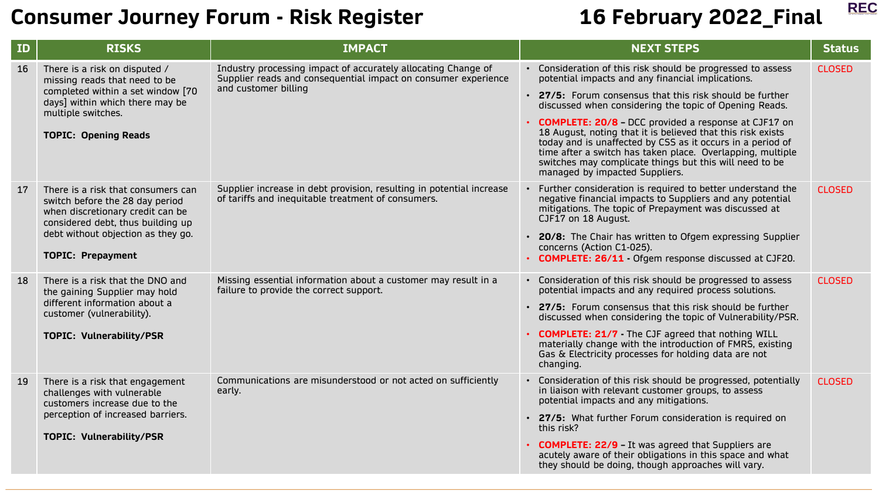# Consumer Journey Forum - Risk Register

## 16 February 2022_Final

| ID | RISKS | IMPACT | NEXT STEPS | Status |
|---|---|---|---|---|
| 16 | There is a risk on disputed / missing reads that need to be completed within a set window [70 days] within which there may be multiple switches.<br><br>**TOPIC: Opening Reads** | Industry processing impact of accurately allocating Change of Supplier reads and consequential impact on consumer experience and customer billing | • Consideration of this risk should be progressed to assess potential impacts and any financial implications.<br>• **27/5:** Forum consensus that this risk should be further discussed when considering the topic of Opening Reads.<br>• **COMPLETE: 20/8 –** DCC provided a response at CJF17 on 18 August, noting that it is believed that this risk exists today and is unaffected by CSS as it occurs in a period of time after a switch has taken place. Overlapping, multiple switches may complicate things but this will need to be managed by impacted Suppliers. | CLOSED |
| 17 | There is a risk that consumers can switch before the 28 day period when discretionary credit can be considered debt, thus building up debt without objection as they go.<br><br>**TOPIC: Prepayment** | Supplier increase in debt provision, resulting in potential increase of tariffs and inequitable treatment of consumers. | • Further consideration is required to better understand the negative financial impacts to Suppliers and any potential mitigations. The topic of Prepayment was discussed at CJF17 on 18 August.<br>• **20/8:** The Chair has written to Ofgem expressing Supplier concerns (Action C1-025).<br>• **COMPLETE: 26/11 -** Ofgem response discussed at CJF20. | CLOSED |
| 18 | There is a risk that the DNO and the gaining Supplier may hold different information about a customer (vulnerability).<br><br>**TOPIC: Vulnerability/PSR** | Missing essential information about a customer may result in a failure to provide the correct support. | • Consideration of this risk should be progressed to assess potential impacts and any required process solutions.<br>• **27/5:** Forum consensus that this risk should be further discussed when considering the topic of Vulnerability/PSR.<br>• **COMPLETE: 21/7 -** The CJF agreed that nothing WILL materially change with the introduction of FMRS, existing Gas & Electricity processes for holding data are not changing. | CLOSED |
| 19 | There is a risk that engagement challenges with vulnerable customers increase due to the perception of increased barriers.<br><br>**TOPIC: Vulnerability/PSR** | Communications are misunderstood or not acted on sufficiently early. | • Consideration of this risk should be progressed, potentially in liaison with relevant customer groups, to assess potential impacts and any mitigations.<br>• **27/5:** What further Forum consideration is required on this risk?<br>• **COMPLETE: 22/9 –** It was agreed that Suppliers are acutely aware of their obligations in this space and what they should be doing, though approaches will vary. | CLOSED |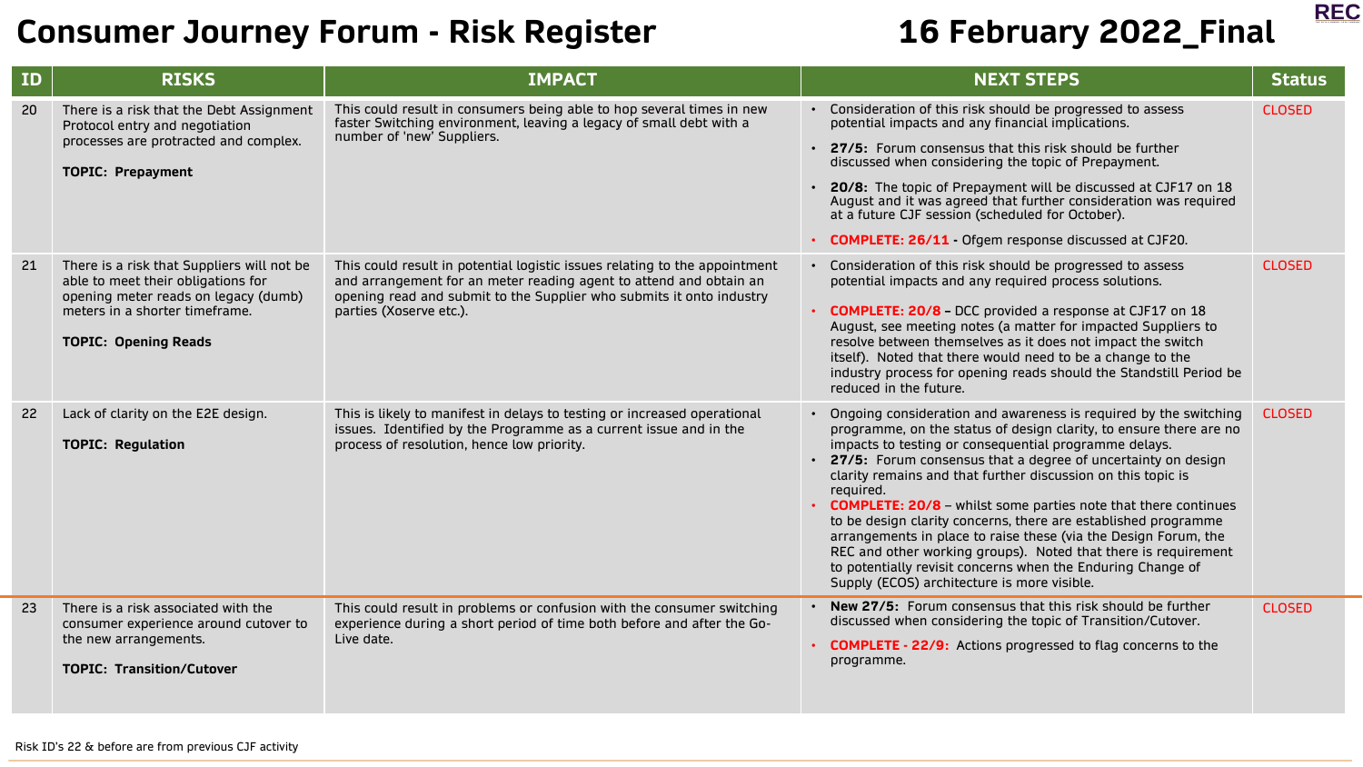# Consumer Journey Forum - Risk Register

# 16 February 2022_Final

| ID | RISKS | IMPACT | NEXT STEPS | Status |
|---|---|---|---|---|
| 20 | There is a risk that the Debt Assignment Protocol entry and negotiation processes are protracted and complex.<br><br>**TOPIC: Prepayment** | This could result in consumers being able to hop several times in new faster Switching environment, leaving a legacy of small debt with a number of 'new' Suppliers. | • Consideration of this risk should be progressed to assess potential impacts and any financial implications.<br>• **27/5:** Forum consensus that this risk should be further discussed when considering the topic of Prepayment.<br>• **20/8:** The topic of Prepayment will be discussed at CJF17 on 18 August and it was agreed that further consideration was required at a future CJF session (scheduled for October).<br>• **COMPLETE: 26/11 -** Ofgem response discussed at CJF20. | CLOSED |
| 21 | There is a risk that Suppliers will not be able to meet their obligations for opening meter reads on legacy (dumb) meters in a shorter timeframe.<br><br>**TOPIC: Opening Reads** | This could result in potential logistic issues relating to the appointment and arrangement for an meter reading agent to attend and obtain an opening read and submit to the Supplier who submits it onto industry parties (Xoserve etc.). | • Consideration of this risk should be progressed to assess potential impacts and any required process solutions.<br>• **COMPLETE: 20/8 –** DCC provided a response at CJF17 on 18 August, see meeting notes (a matter for impacted Suppliers to resolve between themselves as it does not impact the switch itself). Noted that there would need to be a change to the industry process for opening reads should the Standstill Period be reduced in the future. | CLOSED |
| 22 | Lack of clarity on the E2E design.<br><br>**TOPIC: Regulation** | This is likely to manifest in delays to testing or increased operational issues. Identified by the Programme as a current issue and in the process of resolution, hence low priority. | • Ongoing consideration and awareness is required by the switching programme, on the status of design clarity, to ensure there are no impacts to testing or consequential programme delays.<br>• **27/5:** Forum consensus that a degree of uncertainty on design clarity remains and that further discussion on this topic is required.<br>• **COMPLETE: 20/8** – whilst some parties note that there continues to be design clarity concerns, there are established programme arrangements in place to raise these (via the Design Forum, the REC and other working groups). Noted that there is requirement to potentially revisit concerns when the Enduring Change of Supply (ECOS) architecture is more visible. | CLOSED |
| 23 | There is a risk associated with the consumer experience around cutover to the new arrangements.<br><br>**TOPIC: Transition/Cutover** | This could result in problems or confusion with the consumer switching experience during a short period of time both before and after the Go-Live date. | • **New 27/5:** Forum consensus that this risk should be further discussed when considering the topic of Transition/Cutover.<br>• **COMPLETE - 22/9:** Actions progressed to flag concerns to the programme. | CLOSED |

Risk ID's 22 & before are from previous CJF activity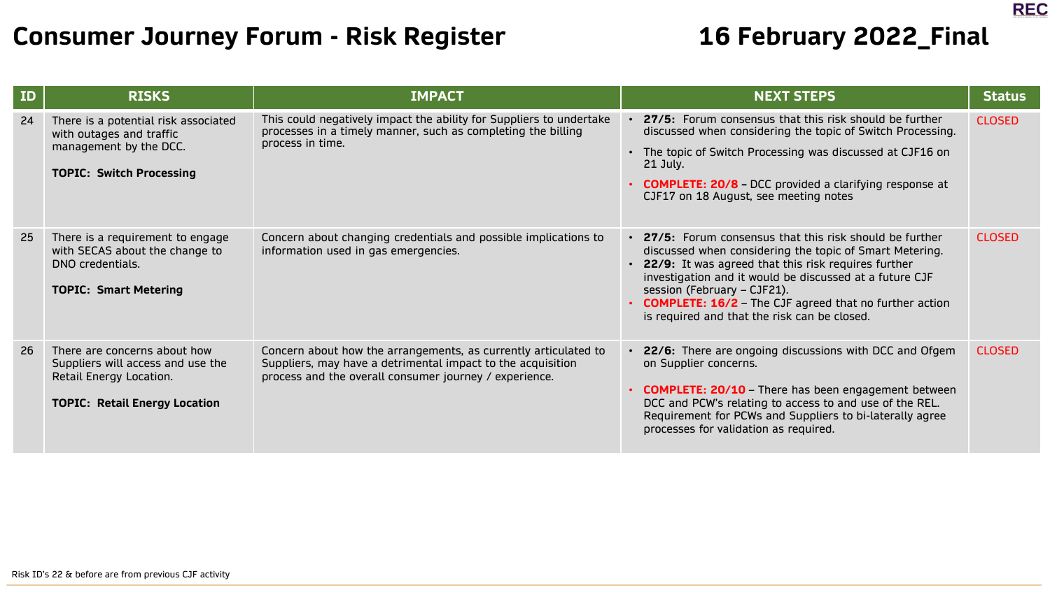# Consumer Journey Forum - Risk Register

# 16 February 2022_Final

| ID | RISKS | IMPACT | NEXT STEPS | Status |
|---|---|---|---|---|
| 24 | There is a potential risk associated with outages and traffic management by the DCC.<br><br>**TOPIC: Switch Processing** | This could negatively impact the ability for Suppliers to undertake processes in a timely manner, such as completing the billing process in time. | • **27/5:** Forum consensus that this risk should be further discussed when considering the topic of Switch Processing.<br>• The topic of Switch Processing was discussed at CJF16 on 21 July.<br>• **COMPLETE: 20/8 –** DCC provided a clarifying response at CJF17 on 18 August, see meeting notes | CLOSED |
| 25 | There is a requirement to engage with SECAS about the change to DNO credentials.<br><br>**TOPIC: Smart Metering** | Concern about changing credentials and possible implications to information used in gas emergencies. | • **27/5:** Forum consensus that this risk should be further discussed when considering the topic of Smart Metering.<br>• **22/9:** It was agreed that this risk requires further investigation and it would be discussed at a future CJF session (February – CJF21).<br>• **COMPLETE: 16/2** – The CJF agreed that no further action is required and that the risk can be closed. | CLOSED |
| 26 | There are concerns about how Suppliers will access and use the Retail Energy Location.<br><br>**TOPIC: Retail Energy Location** | Concern about how the arrangements, as currently articulated to Suppliers, may have a detrimental impact to the acquisition process and the overall consumer journey / experience. | • **22/6:** There are ongoing discussions with DCC and Ofgem on Supplier concerns.<br>• **COMPLETE: 20/10** – There has been engagement between DCC and PCW's relating to access to and use of the REL. Requirement for PCWs and Suppliers to bi-laterally agree processes for validation as required. | CLOSED |

Risk ID's 22 & before are from previous CJF activity